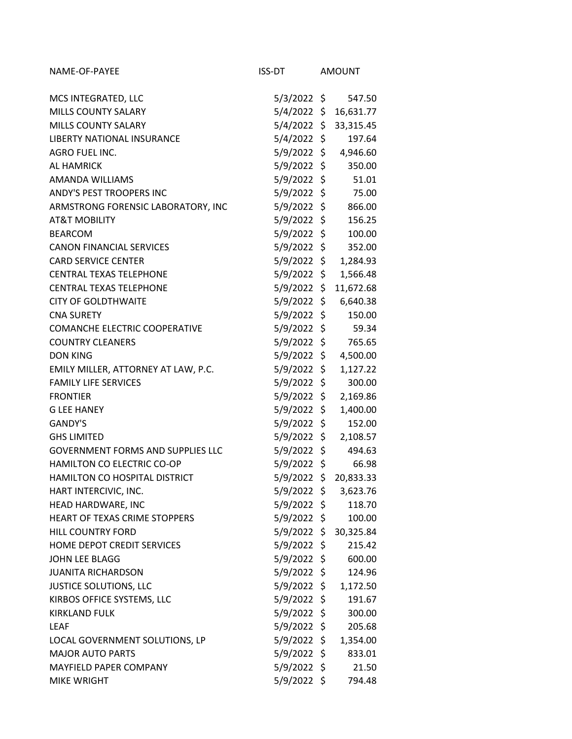| NAME-OF-PAYEE | ISS-DT | AMOUNT |
|---|---|---|
| MCS INTEGRATED, LLC | 5/3/2022 | $ 547.50 |
| MILLS COUNTY SALARY | 5/4/2022 | $ 16,631.77 |
| MILLS COUNTY SALARY | 5/4/2022 | $ 33,315.45 |
| LIBERTY NATIONAL INSURANCE | 5/4/2022 | $ 197.64 |
| AGRO FUEL INC. | 5/9/2022 | $ 4,946.60 |
| AL HAMRICK | 5/9/2022 | $ 350.00 |
| AMANDA WILLIAMS | 5/9/2022 | $ 51.01 |
| ANDY'S PEST TROOPERS INC | 5/9/2022 | $ 75.00 |
| ARMSTRONG FORENSIC LABORATORY, INC | 5/9/2022 | $ 866.00 |
| AT&T MOBILITY | 5/9/2022 | $ 156.25 |
| BEARCOM | 5/9/2022 | $ 100.00 |
| CANON FINANCIAL SERVICES | 5/9/2022 | $ 352.00 |
| CARD SERVICE CENTER | 5/9/2022 | $ 1,284.93 |
| CENTRAL TEXAS TELEPHONE | 5/9/2022 | $ 1,566.48 |
| CENTRAL TEXAS TELEPHONE | 5/9/2022 | $ 11,672.68 |
| CITY OF GOLDTHWAITE | 5/9/2022 | $ 6,640.38 |
| CNA SURETY | 5/9/2022 | $ 150.00 |
| COMANCHE ELECTRIC COOPERATIVE | 5/9/2022 | $ 59.34 |
| COUNTRY CLEANERS | 5/9/2022 | $ 765.65 |
| DON KING | 5/9/2022 | $ 4,500.00 |
| EMILY MILLER, ATTORNEY AT LAW, P.C. | 5/9/2022 | $ 1,127.22 |
| FAMILY LIFE SERVICES | 5/9/2022 | $ 300.00 |
| FRONTIER | 5/9/2022 | $ 2,169.86 |
| G LEE HANEY | 5/9/2022 | $ 1,400.00 |
| GANDY'S | 5/9/2022 | $ 152.00 |
| GHS LIMITED | 5/9/2022 | $ 2,108.57 |
| GOVERNMENT FORMS AND SUPPLIES LLC | 5/9/2022 | $ 494.63 |
| HAMILTON CO ELECTRIC CO-OP | 5/9/2022 | $ 66.98 |
| HAMILTON CO HOSPITAL DISTRICT | 5/9/2022 | $ 20,833.33 |
| HART INTERCIVIC, INC. | 5/9/2022 | $ 3,623.76 |
| HEAD HARDWARE, INC | 5/9/2022 | $ 118.70 |
| HEART OF TEXAS CRIME STOPPERS | 5/9/2022 | $ 100.00 |
| HILL COUNTRY FORD | 5/9/2022 | $ 30,325.84 |
| HOME DEPOT CREDIT SERVICES | 5/9/2022 | $ 215.42 |
| JOHN LEE BLAGG | 5/9/2022 | $ 600.00 |
| JUANITA RICHARDSON | 5/9/2022 | $ 124.96 |
| JUSTICE SOLUTIONS, LLC | 5/9/2022 | $ 1,172.50 |
| KIRBOS OFFICE SYSTEMS, LLC | 5/9/2022 | $ 191.67 |
| KIRKLAND FULK | 5/9/2022 | $ 300.00 |
| LEAF | 5/9/2022 | $ 205.68 |
| LOCAL GOVERNMENT SOLUTIONS, LP | 5/9/2022 | $ 1,354.00 |
| MAJOR AUTO PARTS | 5/9/2022 | $ 833.01 |
| MAYFIELD PAPER COMPANY | 5/9/2022 | $ 21.50 |
| MIKE WRIGHT | 5/9/2022 | $ 794.48 |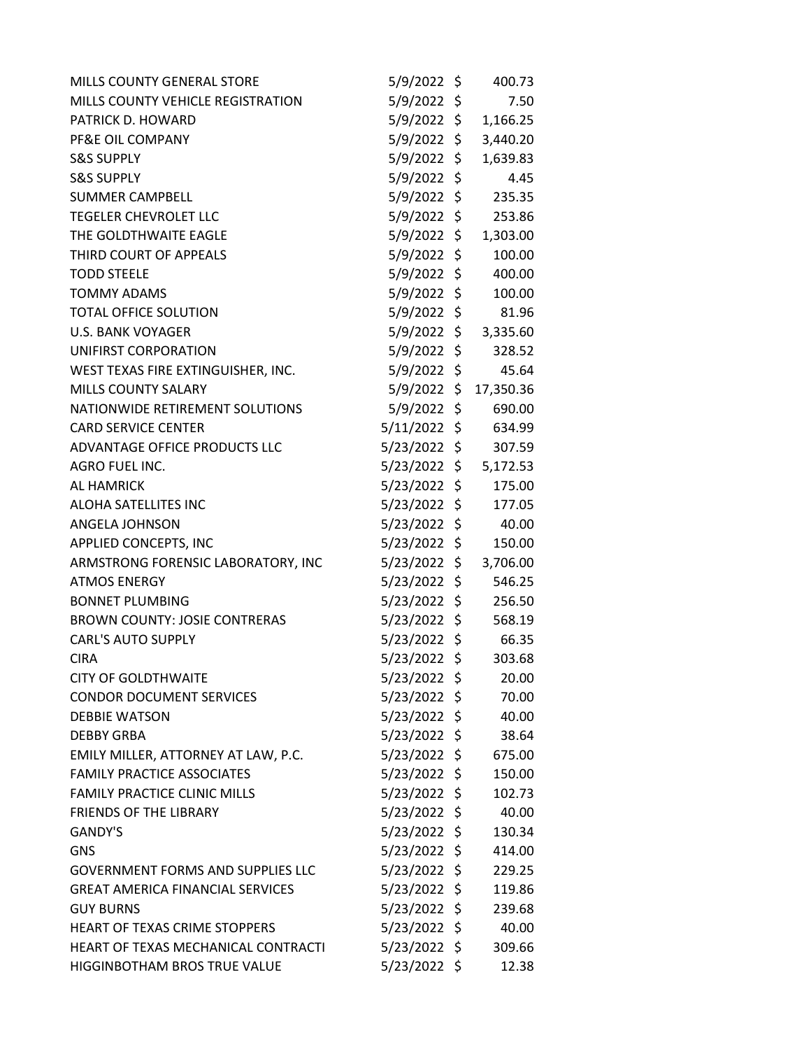| | | | |
|---|---|---|---|
| MILLS COUNTY GENERAL STORE | 5/9/2022 | $ | 400.73 |
| MILLS COUNTY VEHICLE REGISTRATION | 5/9/2022 | $ | 7.50 |
| PATRICK D. HOWARD | 5/9/2022 | $ | 1,166.25 |
| PF&E OIL COMPANY | 5/9/2022 | $ | 3,440.20 |
| S&S SUPPLY | 5/9/2022 | $ | 1,639.83 |
| S&S SUPPLY | 5/9/2022 | $ | 4.45 |
| SUMMER CAMPBELL | 5/9/2022 | $ | 235.35 |
| TEGELER CHEVROLET LLC | 5/9/2022 | $ | 253.86 |
| THE GOLDTHWAITE EAGLE | 5/9/2022 | $ | 1,303.00 |
| THIRD COURT OF APPEALS | 5/9/2022 | $ | 100.00 |
| TODD STEELE | 5/9/2022 | $ | 400.00 |
| TOMMY ADAMS | 5/9/2022 | $ | 100.00 |
| TOTAL OFFICE SOLUTION | 5/9/2022 | $ | 81.96 |
| U.S. BANK VOYAGER | 5/9/2022 | $ | 3,335.60 |
| UNIFIRST CORPORATION | 5/9/2022 | $ | 328.52 |
| WEST TEXAS FIRE EXTINGUISHER, INC. | 5/9/2022 | $ | 45.64 |
| MILLS COUNTY SALARY | 5/9/2022 | $ | 17,350.36 |
| NATIONWIDE RETIREMENT SOLUTIONS | 5/9/2022 | $ | 690.00 |
| CARD SERVICE CENTER | 5/11/2022 | $ | 634.99 |
| ADVANTAGE OFFICE PRODUCTS LLC | 5/23/2022 | $ | 307.59 |
| AGRO FUEL INC. | 5/23/2022 | $ | 5,172.53 |
| AL HAMRICK | 5/23/2022 | $ | 175.00 |
| ALOHA SATELLITES INC | 5/23/2022 | $ | 177.05 |
| ANGELA JOHNSON | 5/23/2022 | $ | 40.00 |
| APPLIED CONCEPTS, INC | 5/23/2022 | $ | 150.00 |
| ARMSTRONG FORENSIC LABORATORY, INC | 5/23/2022 | $ | 3,706.00 |
| ATMOS ENERGY | 5/23/2022 | $ | 546.25 |
| BONNET PLUMBING | 5/23/2022 | $ | 256.50 |
| BROWN COUNTY: JOSIE CONTRERAS | 5/23/2022 | $ | 568.19 |
| CARL'S AUTO SUPPLY | 5/23/2022 | $ | 66.35 |
| CIRA | 5/23/2022 | $ | 303.68 |
| CITY OF GOLDTHWAITE | 5/23/2022 | $ | 20.00 |
| CONDOR DOCUMENT SERVICES | 5/23/2022 | $ | 70.00 |
| DEBBIE WATSON | 5/23/2022 | $ | 40.00 |
| DEBBY GRBA | 5/23/2022 | $ | 38.64 |
| EMILY MILLER, ATTORNEY AT LAW, P.C. | 5/23/2022 | $ | 675.00 |
| FAMILY PRACTICE ASSOCIATES | 5/23/2022 | $ | 150.00 |
| FAMILY PRACTICE CLINIC MILLS | 5/23/2022 | $ | 102.73 |
| FRIENDS OF THE LIBRARY | 5/23/2022 | $ | 40.00 |
| GANDY'S | 5/23/2022 | $ | 130.34 |
| GNS | 5/23/2022 | $ | 414.00 |
| GOVERNMENT FORMS AND SUPPLIES LLC | 5/23/2022 | $ | 229.25 |
| GREAT AMERICA FINANCIAL SERVICES | 5/23/2022 | $ | 119.86 |
| GUY BURNS | 5/23/2022 | $ | 239.68 |
| HEART OF TEXAS CRIME STOPPERS | 5/23/2022 | $ | 40.00 |
| HEART OF TEXAS MECHANICAL CONTRACTI | 5/23/2022 | $ | 309.66 |
| HIGGINBOTHAM BROS TRUE VALUE | 5/23/2022 | $ | 12.38 |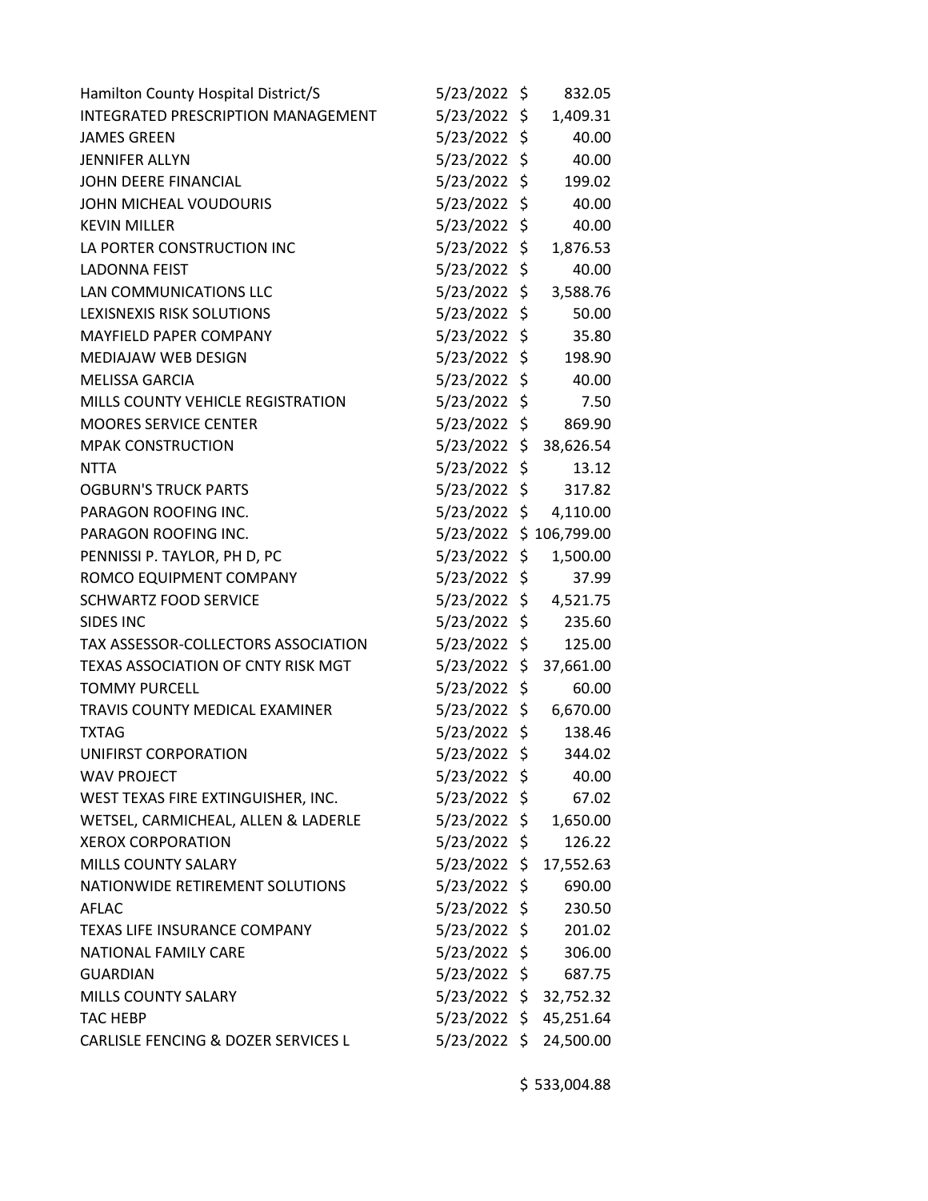| | | |
|---|---|---|
| Hamilton County Hospital District/S | 5/23/2022 | $ 832.05 |
| INTEGRATED PRESCRIPTION MANAGEMENT | 5/23/2022 | $ 1,409.31 |
| JAMES GREEN | 5/23/2022 | $ 40.00 |
| JENNIFER ALLYN | 5/23/2022 | $ 40.00 |
| JOHN DEERE FINANCIAL | 5/23/2022 | $ 199.02 |
| JOHN MICHEAL VOUDOURIS | 5/23/2022 | $ 40.00 |
| KEVIN MILLER | 5/23/2022 | $ 40.00 |
| LA PORTER CONSTRUCTION INC | 5/23/2022 | $ 1,876.53 |
| LADONNA FEIST | 5/23/2022 | $ 40.00 |
| LAN COMMUNICATIONS LLC | 5/23/2022 | $ 3,588.76 |
| LEXISNEXIS RISK SOLUTIONS | 5/23/2022 | $ 50.00 |
| MAYFIELD PAPER COMPANY | 5/23/2022 | $ 35.80 |
| MEDIAJAW WEB DESIGN | 5/23/2022 | $ 198.90 |
| MELISSA GARCIA | 5/23/2022 | $ 40.00 |
| MILLS COUNTY VEHICLE REGISTRATION | 5/23/2022 | $ 7.50 |
| MOORES SERVICE CENTER | 5/23/2022 | $ 869.90 |
| MPAK CONSTRUCTION | 5/23/2022 | $ 38,626.54 |
| NTTA | 5/23/2022 | $ 13.12 |
| OGBURN'S TRUCK PARTS | 5/23/2022 | $ 317.82 |
| PARAGON ROOFING INC. | 5/23/2022 | $ 4,110.00 |
| PARAGON ROOFING INC. | 5/23/2022 | $ 106,799.00 |
| PENNISSI P. TAYLOR, PH D, PC | 5/23/2022 | $ 1,500.00 |
| ROMCO EQUIPMENT COMPANY | 5/23/2022 | $ 37.99 |
| SCHWARTZ FOOD SERVICE | 5/23/2022 | $ 4,521.75 |
| SIDES INC | 5/23/2022 | $ 235.60 |
| TAX ASSESSOR-COLLECTORS ASSOCIATION | 5/23/2022 | $ 125.00 |
| TEXAS ASSOCIATION OF CNTY RISK MGT | 5/23/2022 | $ 37,661.00 |
| TOMMY PURCELL | 5/23/2022 | $ 60.00 |
| TRAVIS COUNTY MEDICAL EXAMINER | 5/23/2022 | $ 6,670.00 |
| TXTAG | 5/23/2022 | $ 138.46 |
| UNIFIRST CORPORATION | 5/23/2022 | $ 344.02 |
| WAV PROJECT | 5/23/2022 | $ 40.00 |
| WEST TEXAS FIRE EXTINGUISHER, INC. | 5/23/2022 | $ 67.02 |
| WETSEL, CARMICHEAL, ALLEN & LADERLE | 5/23/2022 | $ 1,650.00 |
| XEROX CORPORATION | 5/23/2022 | $ 126.22 |
| MILLS COUNTY SALARY | 5/23/2022 | $ 17,552.63 |
| NATIONWIDE RETIREMENT SOLUTIONS | 5/23/2022 | $ 690.00 |
| AFLAC | 5/23/2022 | $ 230.50 |
| TEXAS LIFE INSURANCE COMPANY | 5/23/2022 | $ 201.02 |
| NATIONAL FAMILY CARE | 5/23/2022 | $ 306.00 |
| GUARDIAN | 5/23/2022 | $ 687.75 |
| MILLS COUNTY SALARY | 5/23/2022 | $ 32,752.32 |
| TAC HEBP | 5/23/2022 | $ 45,251.64 |
| CARLISLE FENCING & DOZER SERVICES L | 5/23/2022 | $ 24,500.00 |
| | | $ 533,004.88 |